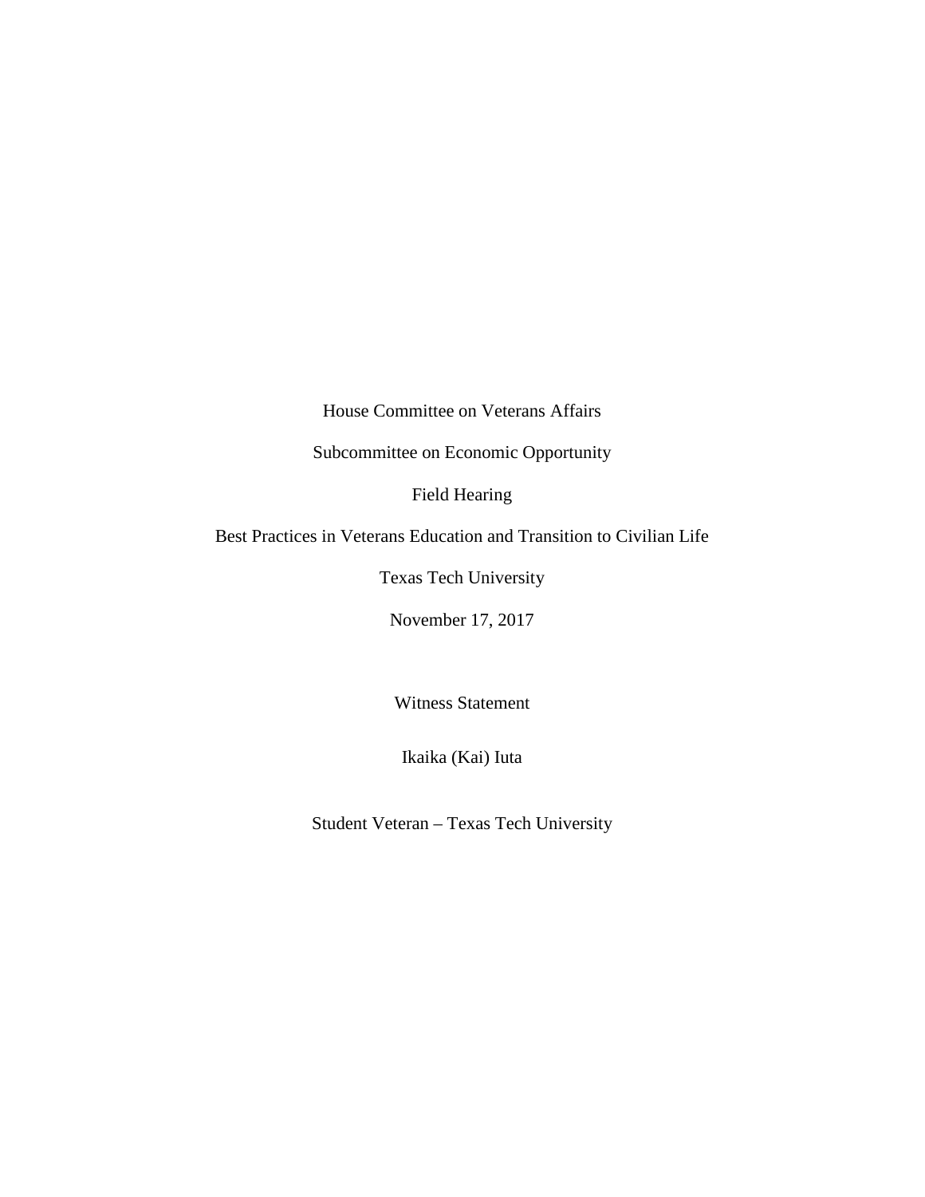House Committee on Veterans Affairs

Subcommittee on Economic Opportunity

Field Hearing

Best Practices in Veterans Education and Transition to Civilian Life

Texas Tech University

November 17, 2017

Witness Statement

Ikaika (Kai) Iuta

Student Veteran – Texas Tech University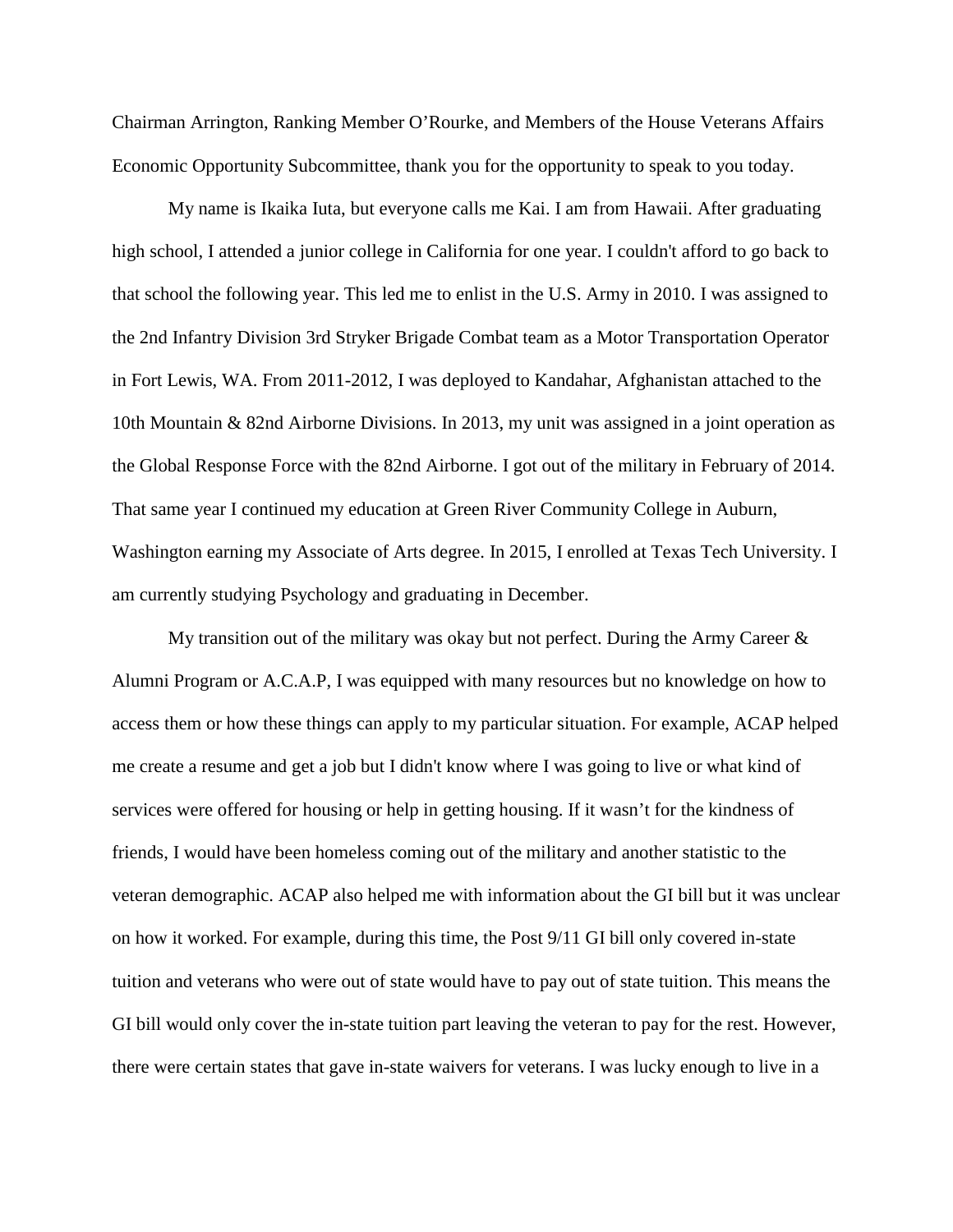Chairman Arrington, Ranking Member O'Rourke, and Members of the House Veterans Affairs Economic Opportunity Subcommittee, thank you for the opportunity to speak to you today.

My name is Ikaika Iuta, but everyone calls me Kai. I am from Hawaii. After graduating high school, I attended a junior college in California for one year. I couldn't afford to go back to that school the following year. This led me to enlist in the U.S. Army in 2010. I was assigned to the 2nd Infantry Division 3rd Stryker Brigade Combat team as a Motor Transportation Operator in Fort Lewis, WA. From 2011-2012, I was deployed to Kandahar, Afghanistan attached to the 10th Mountain & 82nd Airborne Divisions. In 2013, my unit was assigned in a joint operation as the Global Response Force with the 82nd Airborne. I got out of the military in February of 2014. That same year I continued my education at Green River Community College in Auburn, Washington earning my Associate of Arts degree. In 2015, I enrolled at Texas Tech University. I am currently studying Psychology and graduating in December.

My transition out of the military was okay but not perfect. During the Army Career & Alumni Program or A.C.A.P, I was equipped with many resources but no knowledge on how to access them or how these things can apply to my particular situation. For example, ACAP helped me create a resume and get a job but I didn't know where I was going to live or what kind of services were offered for housing or help in getting housing. If it wasn't for the kindness of friends, I would have been homeless coming out of the military and another statistic to the veteran demographic. ACAP also helped me with information about the GI bill but it was unclear on how it worked. For example, during this time, the Post 9/11 GI bill only covered in-state tuition and veterans who were out of state would have to pay out of state tuition. This means the GI bill would only cover the in-state tuition part leaving the veteran to pay for the rest. However, there were certain states that gave in-state waivers for veterans. I was lucky enough to live in a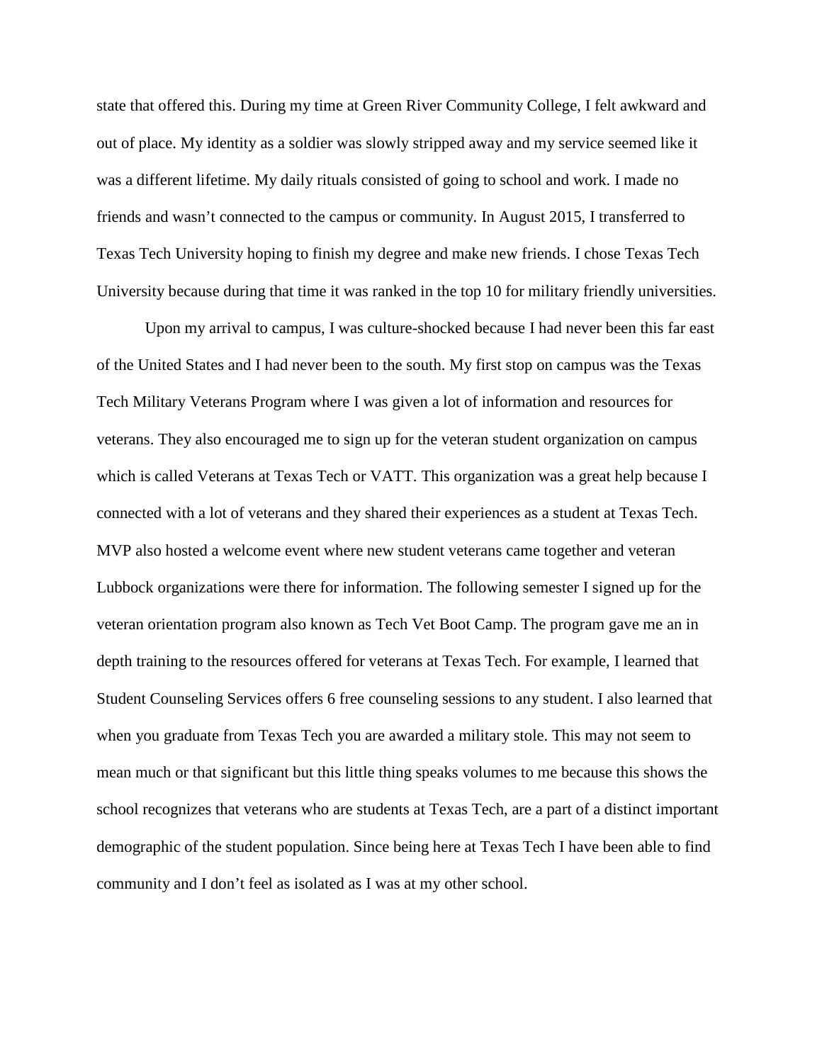state that offered this. During my time at Green River Community College, I felt awkward and out of place. My identity as a soldier was slowly stripped away and my service seemed like it was a different lifetime. My daily rituals consisted of going to school and work. I made no friends and wasn't connected to the campus or community. In August 2015, I transferred to Texas Tech University hoping to finish my degree and make new friends. I chose Texas Tech University because during that time it was ranked in the top 10 for military friendly universities.

Upon my arrival to campus, I was culture-shocked because I had never been this far east of the United States and I had never been to the south. My first stop on campus was the Texas Tech Military Veterans Program where I was given a lot of information and resources for veterans. They also encouraged me to sign up for the veteran student organization on campus which is called Veterans at Texas Tech or VATT. This organization was a great help because I connected with a lot of veterans and they shared their experiences as a student at Texas Tech. MVP also hosted a welcome event where new student veterans came together and veteran Lubbock organizations were there for information. The following semester I signed up for the veteran orientation program also known as Tech Vet Boot Camp. The program gave me an in depth training to the resources offered for veterans at Texas Tech. For example, I learned that Student Counseling Services offers 6 free counseling sessions to any student. I also learned that when you graduate from Texas Tech you are awarded a military stole. This may not seem to mean much or that significant but this little thing speaks volumes to me because this shows the school recognizes that veterans who are students at Texas Tech, are a part of a distinct important demographic of the student population. Since being here at Texas Tech I have been able to find community and I don't feel as isolated as I was at my other school.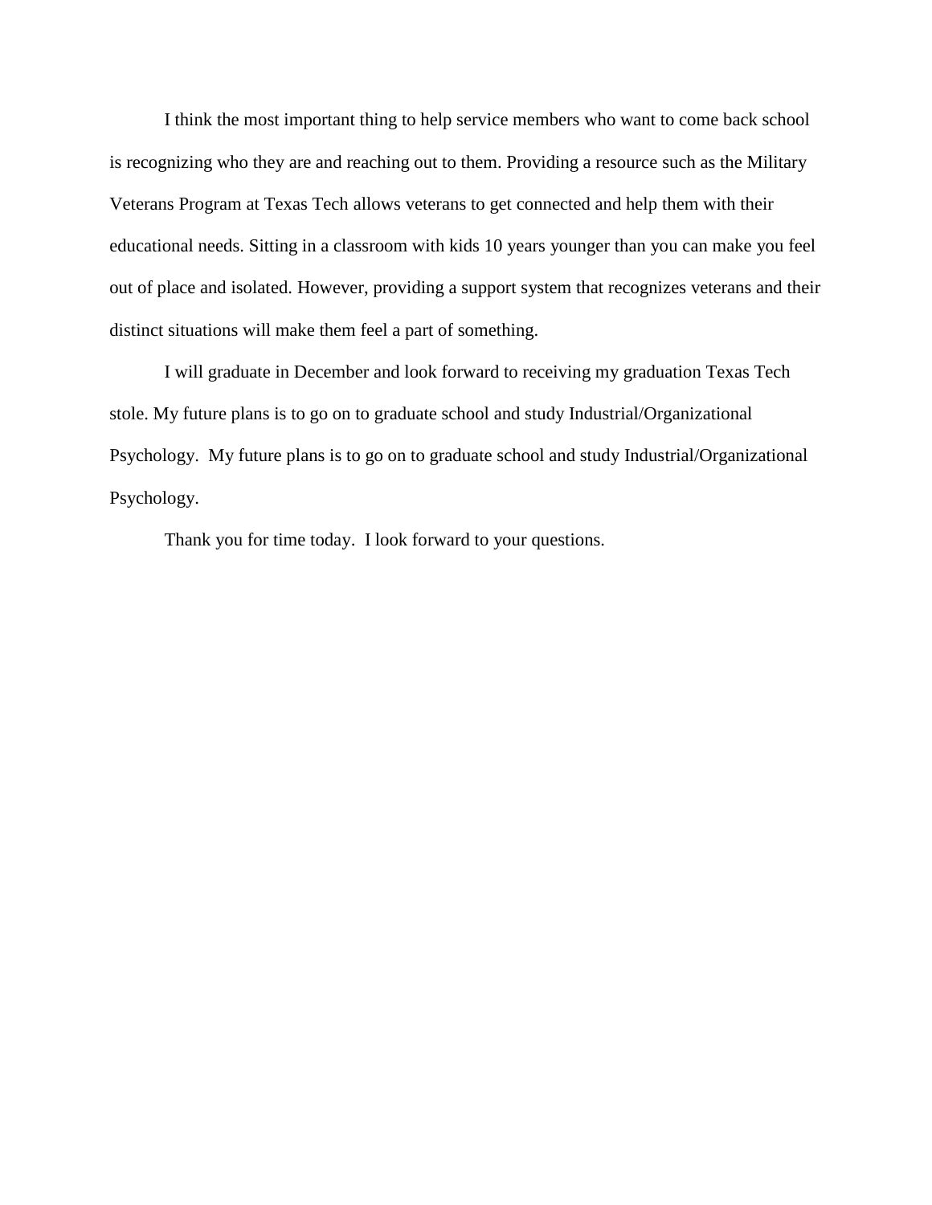I think the most important thing to help service members who want to come back school is recognizing who they are and reaching out to them. Providing a resource such as the Military Veterans Program at Texas Tech allows veterans to get connected and help them with their educational needs. Sitting in a classroom with kids 10 years younger than you can make you feel out of place and isolated. However, providing a support system that recognizes veterans and their distinct situations will make them feel a part of something.

I will graduate in December and look forward to receiving my graduation Texas Tech stole. My future plans is to go on to graduate school and study Industrial/Organizational Psychology. My future plans is to go on to graduate school and study Industrial/Organizational Psychology.

Thank you for time today. I look forward to your questions.